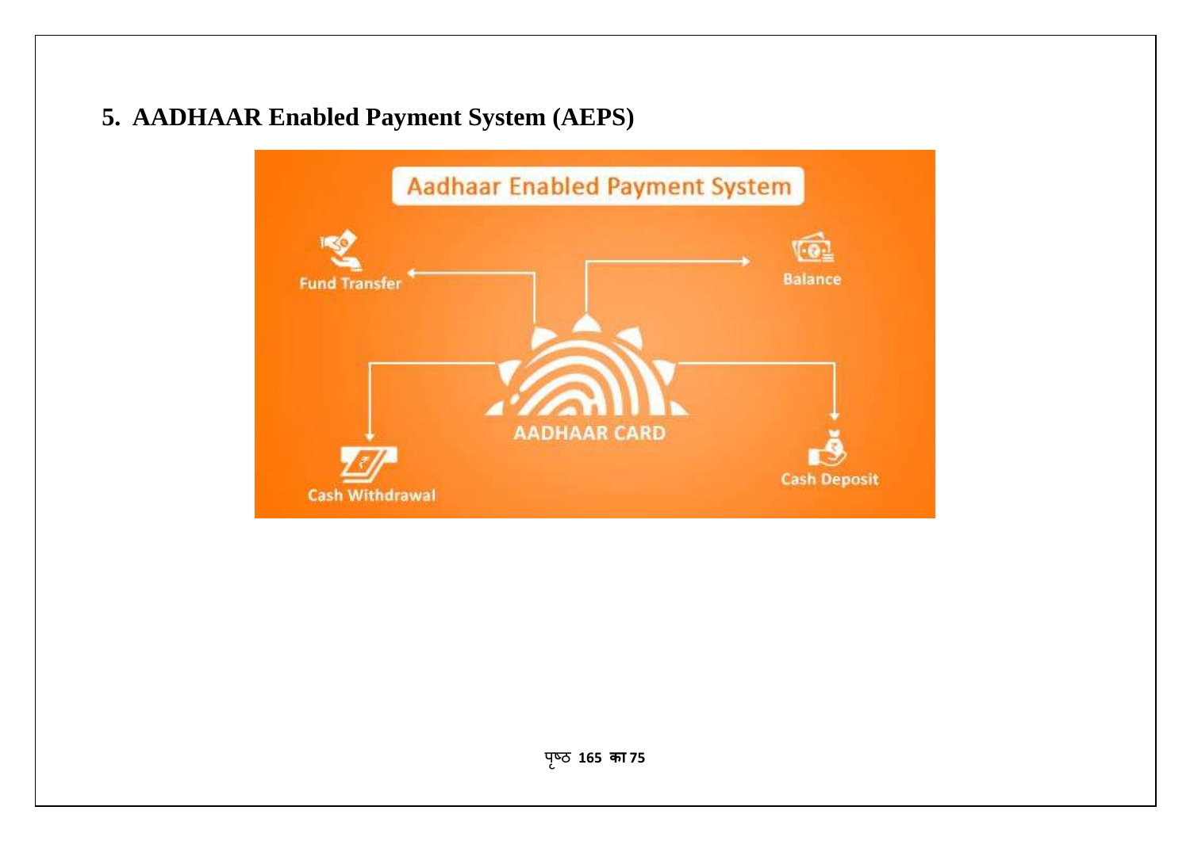## 5. AADHAAR Enabled Payment System (AEPS)

Aadhaar Enabled Payment System

Fund Transfer

Balance

AADHAAR CARD

Cash Withdrawal

Cash Deposit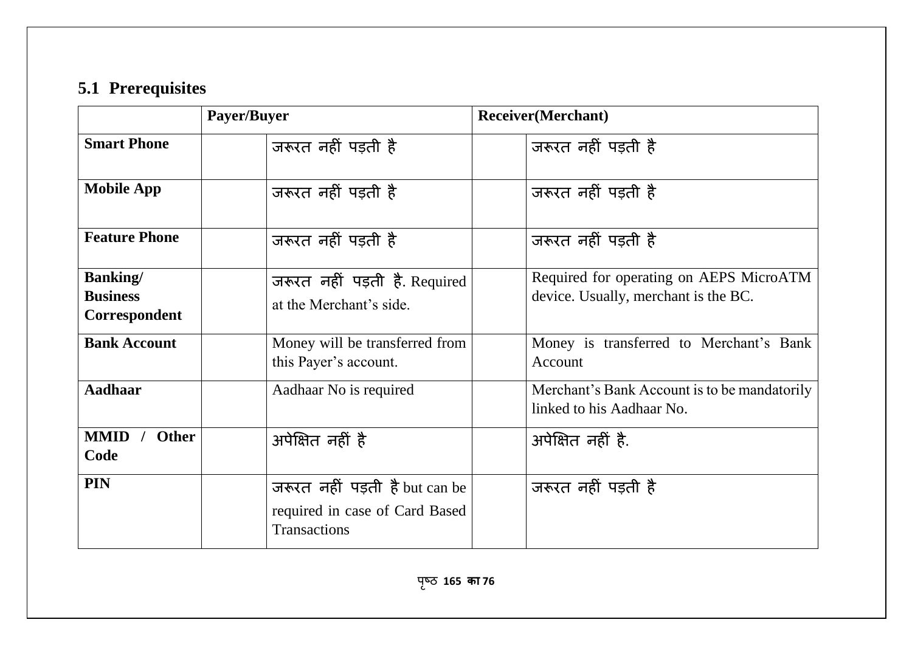## 5.1 Prerequisites

| | Payer/Buyer | | Receiver(Merchant) | |
|---|---|---|---|---|
| **Smart Phone** | | जरूरत नहीं पड़ती है | | जरूरत नहीं पड़ती है |
| **Mobile App** | | जरूरत नहीं पड़ती है | | जरूरत नहीं पड़ती है |
| **Feature Phone** | | जरूरत नहीं पड़ती है | | जरूरत नहीं पड़ती है |
| **Banking/ Business Correspondent** | | जरूरत नहीं पड़ती है. Required at the Merchant's side. | | Required for operating on AEPS MicroATM device. Usually, merchant is the BC. |
| **Bank Account** | | Money will be transferred from this Payer's account. | | Money is transferred to Merchant's Bank Account |
| **Aadhaar** | | Aadhaar No is required | | Merchant's Bank Account is to be mandatorily linked to his Aadhaar No. |
| **MMID / Other Code** | | अपेक्षित नहीं है | | अपेक्षित नहीं है. |
| **PIN** | | जरूरत नहीं पड़ती है but can be required in case of Card Based Transactions | | जरूरत नहीं पड़ती है |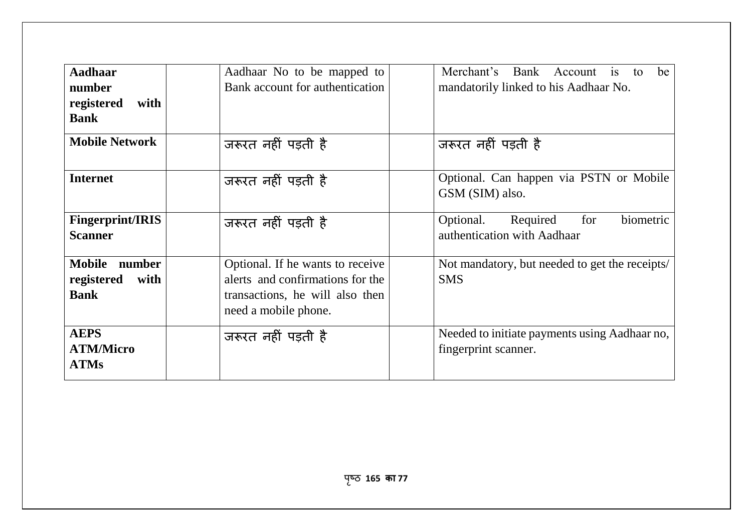| | | | | |
|---|---|---|---|---|
| **Aadhaar number registered with Bank** | | Aadhaar No to be mapped to Bank account for authentication | | Merchant's Bank Account is to be mandatorily linked to his Aadhaar No. |
| **Mobile Network** | | जरूरत नहीं पड़ती है | | जरूरत नहीं पड़ती है |
| **Internet** | | जरूरत नहीं पड़ती है | | Optional. Can happen via PSTN or Mobile GSM (SIM) also. |
| **Fingerprint/IRIS Scanner** | | जरूरत नहीं पड़ती है | | Optional. Required for biometric authentication with Aadhaar |
| **Mobile number registered with Bank** | | Optional. If he wants to receive alerts and confirmations for the transactions, he will also then need a mobile phone. | | Not mandatory, but needed to get the receipts/ SMS |
| **AEPS ATM/Micro ATMs** | | जरूरत नहीं पड़ती है | | Needed to initiate payments using Aadhaar no, fingerprint scanner. |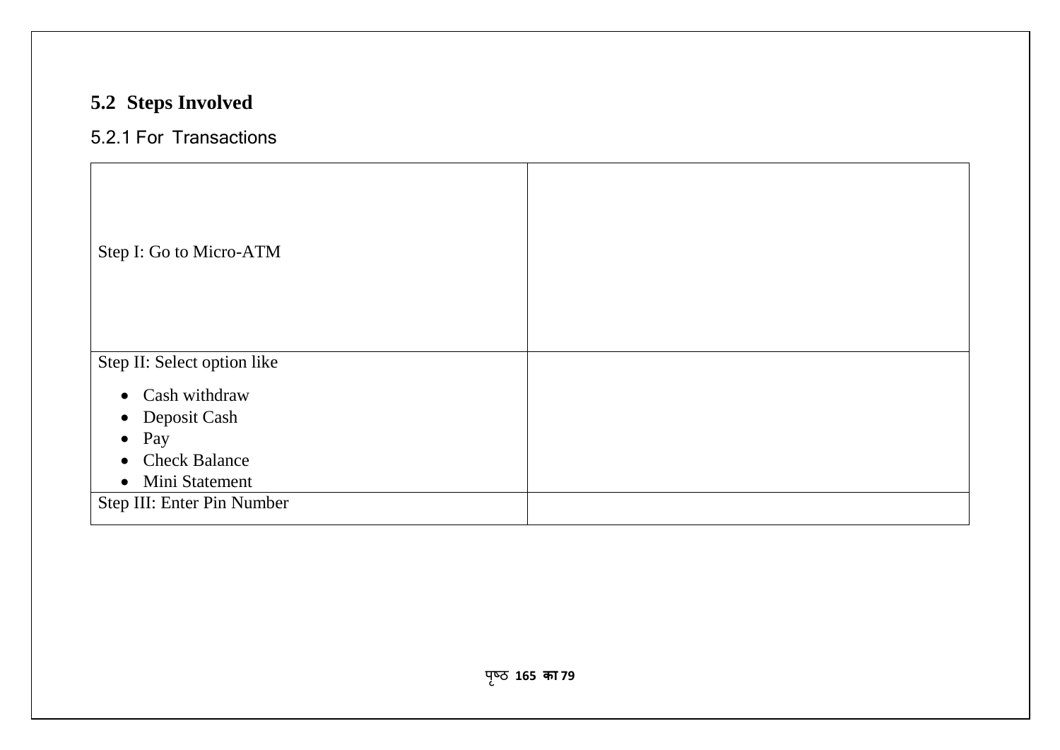## 5.2 Steps Involved

### 5.2.1 For Transactions

| | |
|---|---|
| Step I: Go to Micro-ATM | |
| Step II: Select option like<br>• Cash withdraw<br>• Deposit Cash<br>• Pay<br>• Check Balance<br>• Mini Statement | |
| Step III: Enter Pin Number | |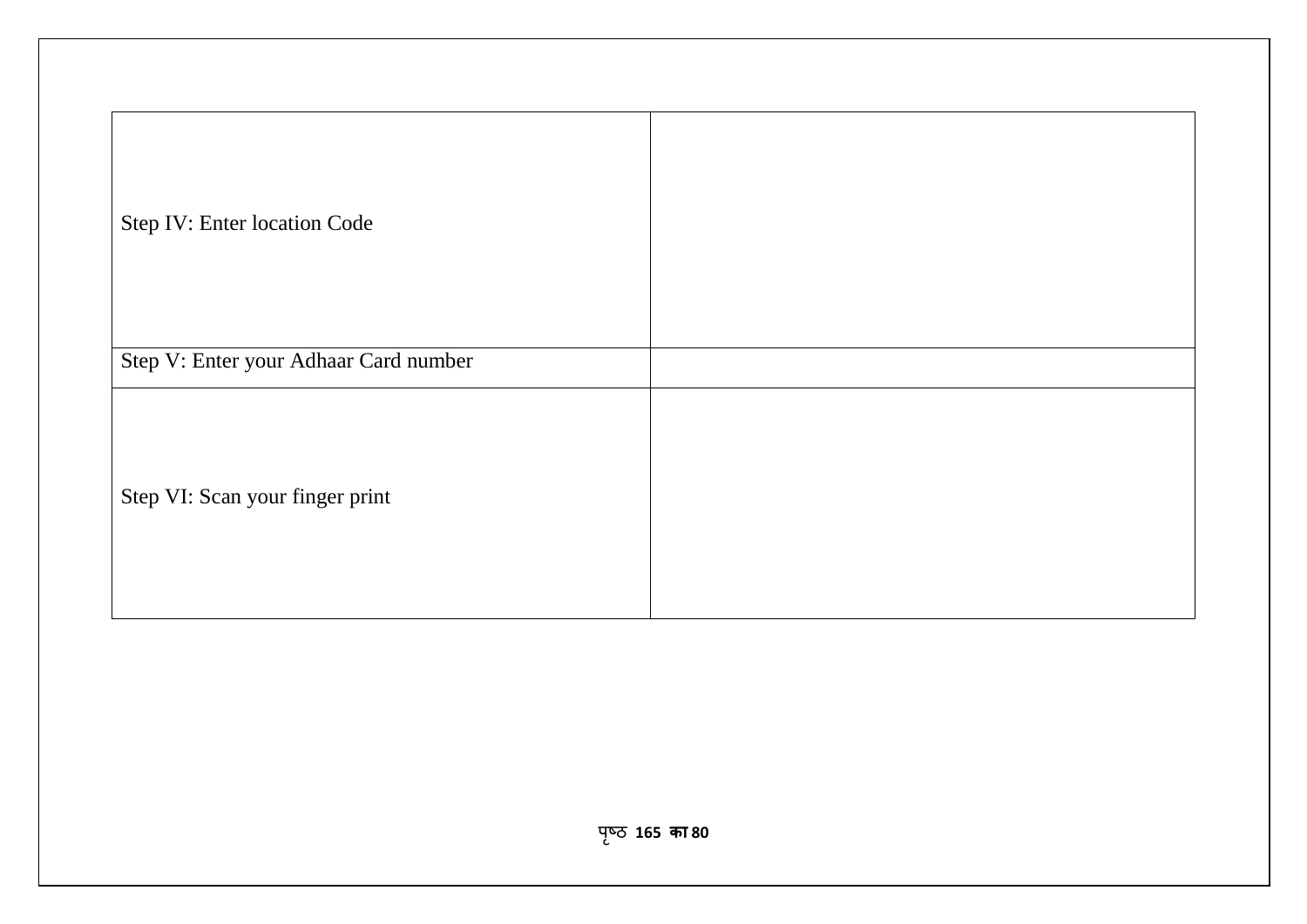| | |
|---|---|
| Step IV: Enter location Code | |
| Step V: Enter your Adhaar Card number | |
| Step VI: Scan your finger print | |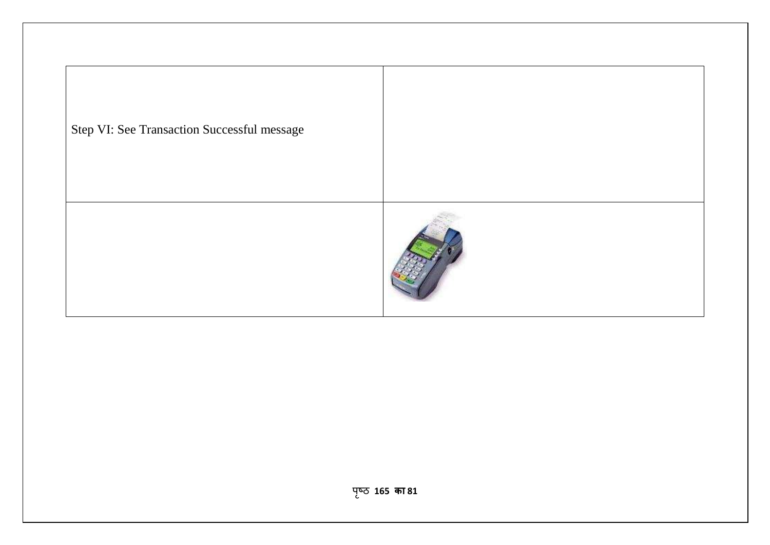| | |
|---|---|
| Step VI: See Transaction Successful message | |
| | |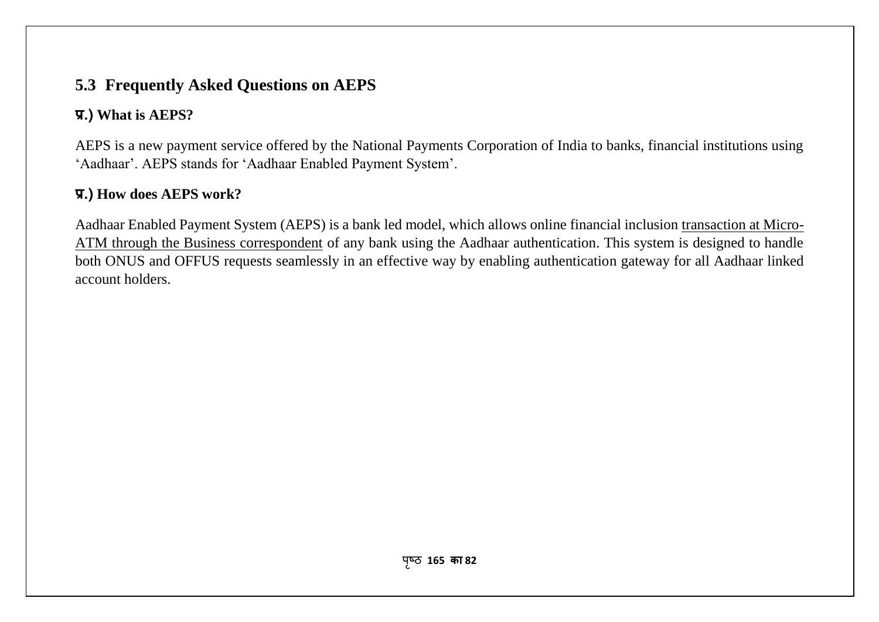## 5.3 Frequently Asked Questions on AEPS

### प्र.) What is AEPS?

AEPS is a new payment service offered by the National Payments Corporation of India to banks, financial institutions using ‘Aadhaar’. AEPS stands for ‘Aadhaar Enabled Payment System’.

### प्र.) How does AEPS work?

Aadhaar Enabled Payment System (AEPS) is a bank led model, which allows online financial inclusion <u>transaction at Micro-ATM through the Business correspondent</u> of any bank using the Aadhaar authentication. This system is designed to handle both ONUS and OFFUS requests seamlessly in an effective way by enabling authentication gateway for all Aadhaar linked account holders.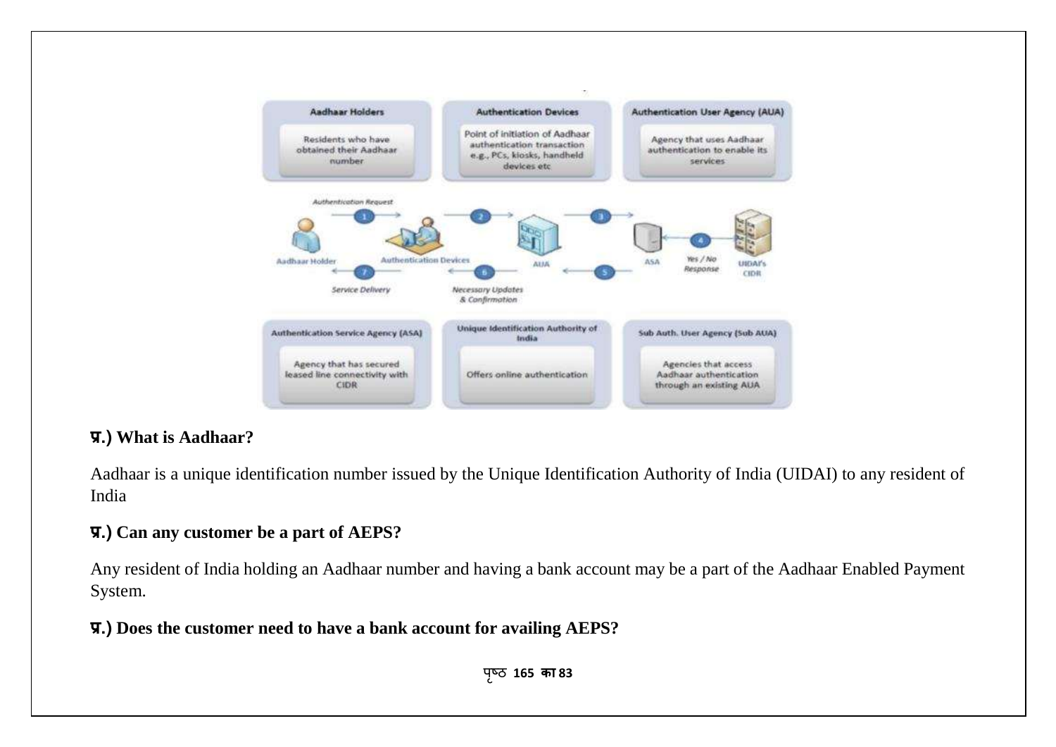**Aadhaar Holders**
Residents who have obtained their Aadhaar number

**Authentication Devices**
Point of initiation of Aadhaar authentication transaction e.g., PCs, kiosks, handheld devices etc

**Authentication User Agency (AUA)**
Agency that uses Aadhaar authentication to enable its services

1. Authentication Request — Aadhaar Holder → Authentication Devices
2. Authentication Devices → AUA
3. AUA → ASA
4. Yes / No Response — UIDAI's CIDR → ASA
5. ASA → AUA
6. Necessary Updates & Confirmation — AUA → Authentication Devices
7. Service Delivery — Authentication Devices → Aadhaar Holder

**Authentication Service Agency (ASA)**
Agency that has secured leased line connectivity with CIDR

**Unique Identification Authority of India**
Offers online authentication

**Sub Auth. User Agency (Sub AUA)**
Agencies that access Aadhaar authentication through an existing AUA

### प्र.) What is Aadhaar?

Aadhaar is a unique identification number issued by the Unique Identification Authority of India (UIDAI) to any resident of India

### प्र.) Can any customer be a part of AEPS?

Any resident of India holding an Aadhaar number and having a bank account may be a part of the Aadhaar Enabled Payment System.

### प्र.) Does the customer need to have a bank account for availing AEPS?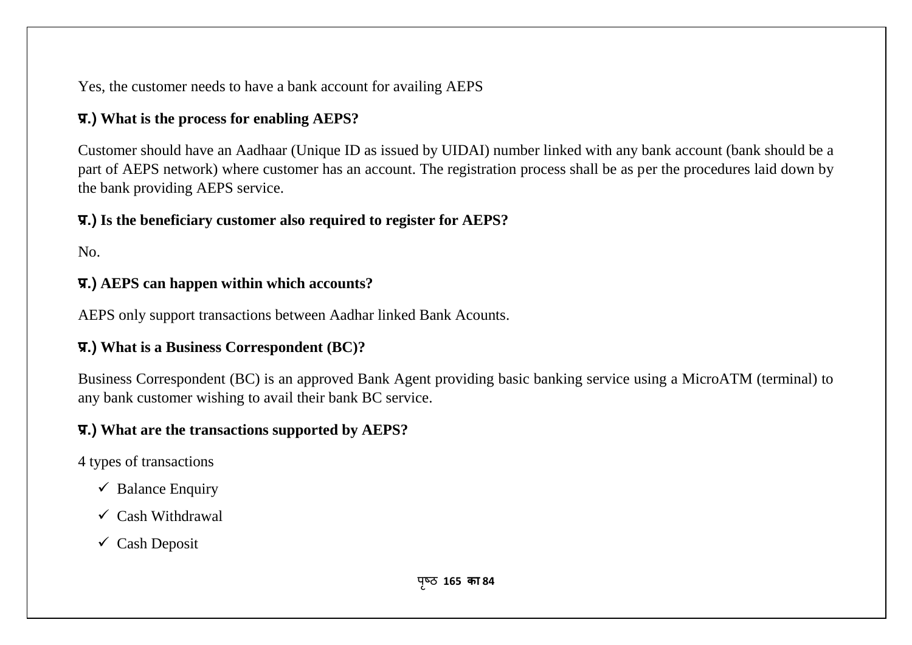Yes, the customer needs to have a bank account for availing AEPS

**प्र.) What is the process for enabling AEPS?**

Customer should have an Aadhaar (Unique ID as issued by UIDAI) number linked with any bank account (bank should be a part of AEPS network) where customer has an account. The registration process shall be as per the procedures laid down by the bank providing AEPS service.

**प्र.) Is the beneficiary customer also required to register for AEPS?**

No.

**प्र.) AEPS can happen within which accounts?**

AEPS only support transactions between Aadhar linked Bank Acounts.

**प्र.) What is a Business Correspondent (BC)?**

Business Correspondent (BC) is an approved Bank Agent providing basic banking service using a MicroATM (terminal) to any bank customer wishing to avail their bank BC service.

**प्र.) What are the transactions supported by AEPS?**

4 types of transactions

- ✓ Balance Enquiry
- ✓ Cash Withdrawal
- ✓ Cash Deposit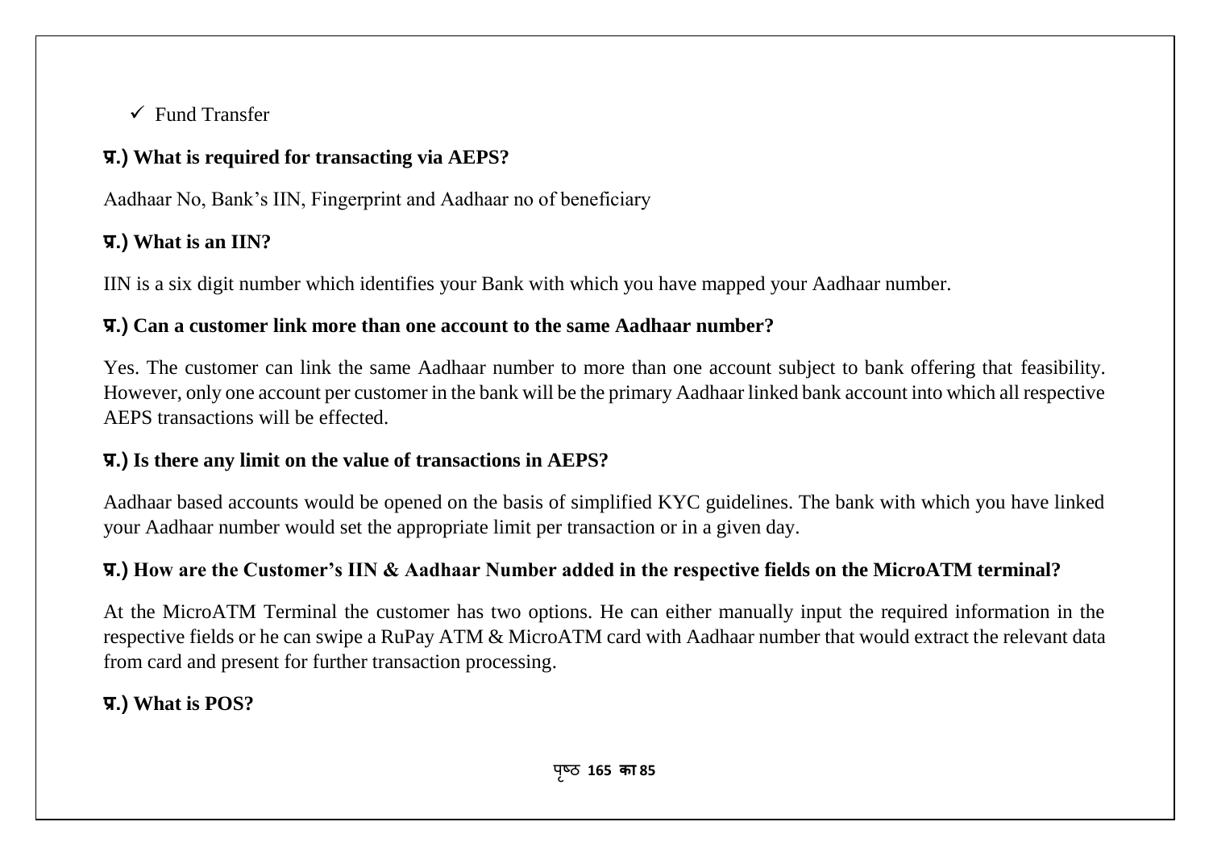- ✓ Fund Transfer

**प्र.) What is required for transacting via AEPS?**

Aadhaar No, Bank's IIN, Fingerprint and Aadhaar no of beneficiary

**प्र.) What is an IIN?**

IIN is a six digit number which identifies your Bank with which you have mapped your Aadhaar number.

**प्र.) Can a customer link more than one account to the same Aadhaar number?**

Yes. The customer can link the same Aadhaar number to more than one account subject to bank offering that feasibility. However, only one account per customer in the bank will be the primary Aadhaar linked bank account into which all respective AEPS transactions will be effected.

**प्र.) Is there any limit on the value of transactions in AEPS?**

Aadhaar based accounts would be opened on the basis of simplified KYC guidelines. The bank with which you have linked your Aadhaar number would set the appropriate limit per transaction or in a given day.

**प्र.) How are the Customer's IIN & Aadhaar Number added in the respective fields on the MicroATM terminal?**

At the MicroATM Terminal the customer has two options. He can either manually input the required information in the respective fields or he can swipe a RuPay ATM & MicroATM card with Aadhaar number that would extract the relevant data from card and present for further transaction processing.

**प्र.) What is POS?**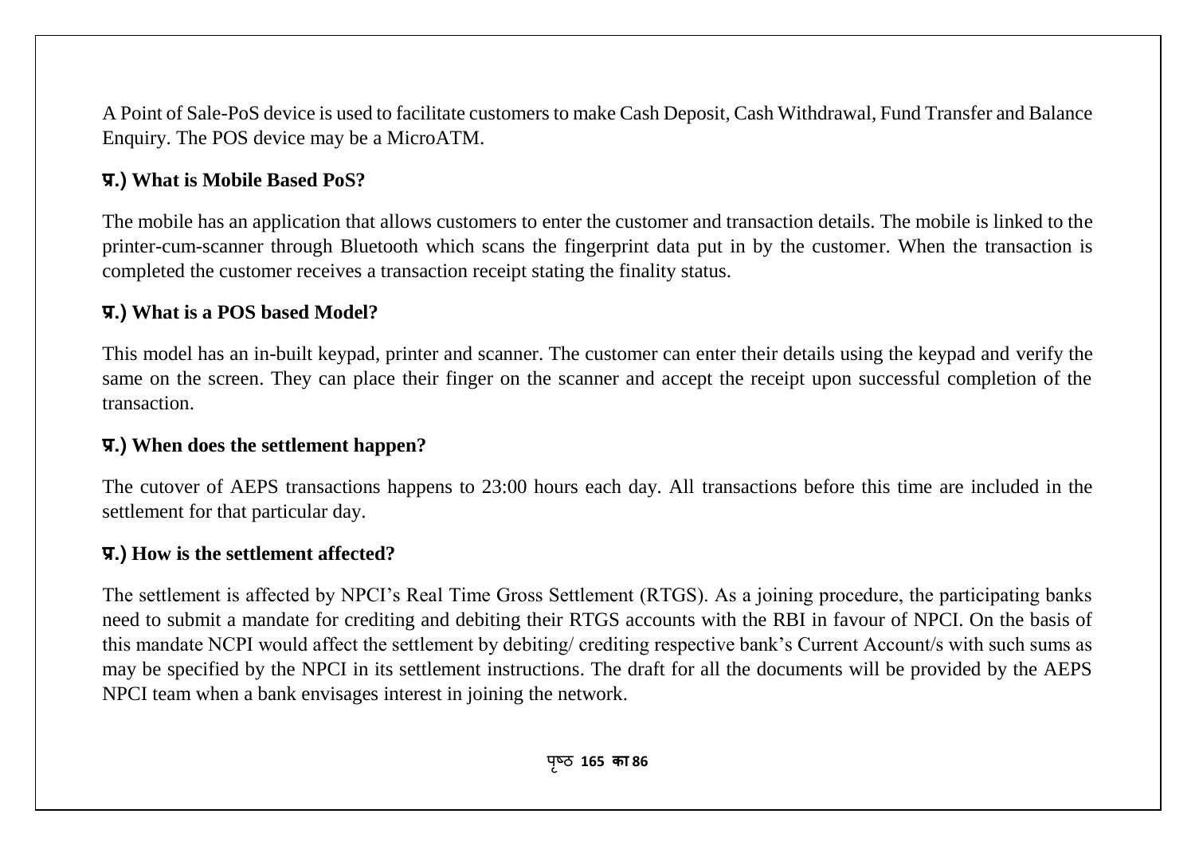A Point of Sale-PoS device is used to facilitate customers to make Cash Deposit, Cash Withdrawal, Fund Transfer and Balance Enquiry. The POS device may be a MicroATM.

**प्र.) What is Mobile Based PoS?**

The mobile has an application that allows customers to enter the customer and transaction details. The mobile is linked to the printer-cum-scanner through Bluetooth which scans the fingerprint data put in by the customer. When the transaction is completed the customer receives a transaction receipt stating the finality status.

**प्र.) What is a POS based Model?**

This model has an in-built keypad, printer and scanner. The customer can enter their details using the keypad and verify the same on the screen. They can place their finger on the scanner and accept the receipt upon successful completion of the transaction.

**प्र.) When does the settlement happen?**

The cutover of AEPS transactions happens to 23:00 hours each day. All transactions before this time are included in the settlement for that particular day.

**प्र.) How is the settlement affected?**

The settlement is affected by NPCI's Real Time Gross Settlement (RTGS). As a joining procedure, the participating banks need to submit a mandate for crediting and debiting their RTGS accounts with the RBI in favour of NPCI. On the basis of this mandate NCPI would affect the settlement by debiting/ crediting respective bank's Current Account/s with such sums as may be specified by the NPCI in its settlement instructions. The draft for all the documents will be provided by the AEPS NPCI team when a bank envisages interest in joining the network.